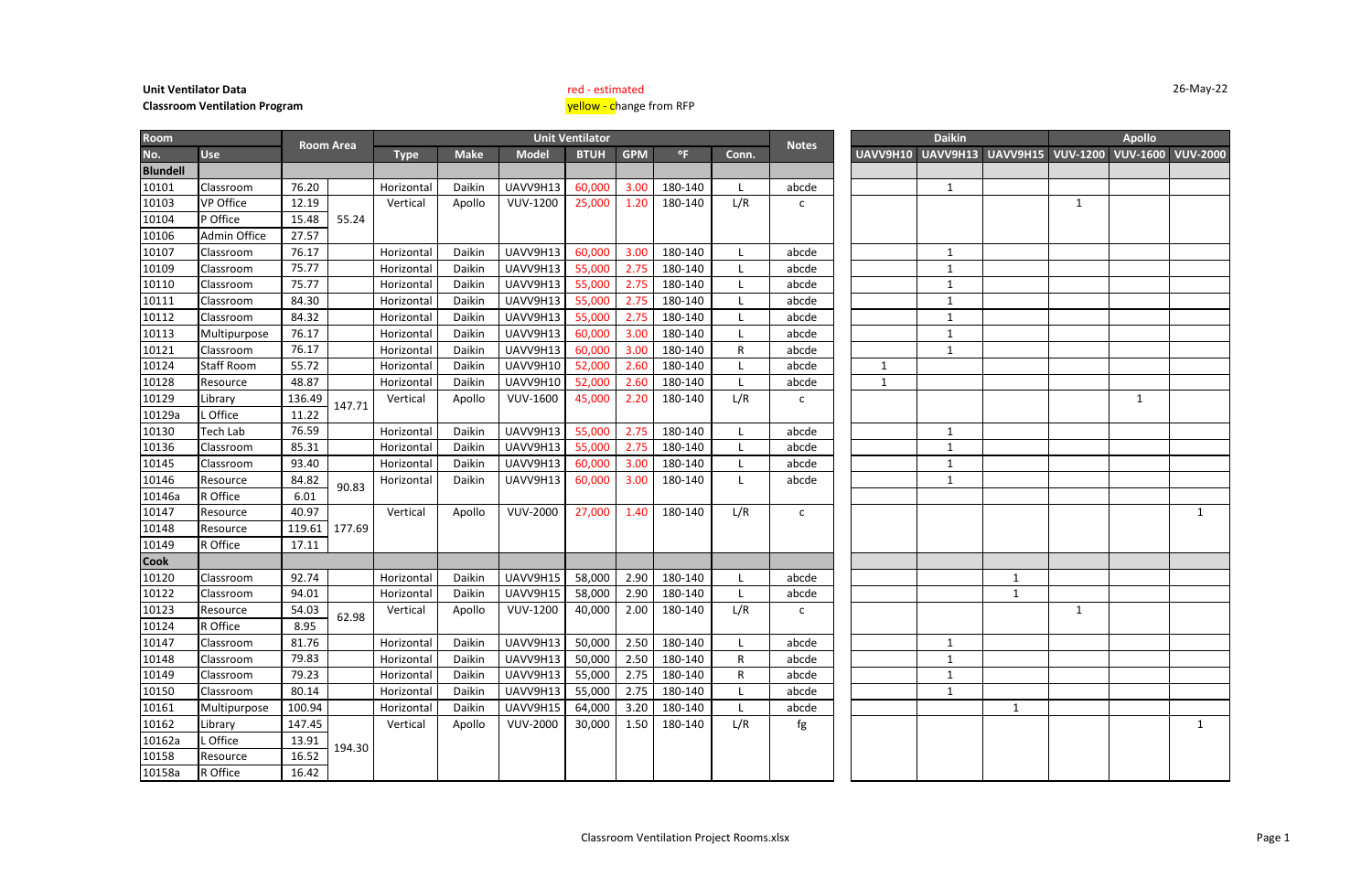**Unit Ventilator Data**
**Classroom Ventilation Program**

red - estimated
yellow - change from RFP

26-May-22

| Room No. | Use | Room Area | | Unit Ventilator Type | Make | Model | BTUH | GPM | °F | Conn. | Notes | Daikin UAVV9H10 | Daikin UAVV9H13 | Daikin UAVV9H15 | Apollo VUV-1200 | Apollo VUV-1600 | Apollo VUV-2000 |
|---|---|---|---|---|---|---|---|---|---|---|---|---|---|---|---|---|---|
| **Blundell** | | | | | | | | | | | | | | | | | |
| 10101 | Classroom | 76.20 | | Horizontal | Daikin | UAVV9H13 | 60,000 | 3.00 | 180-140 | L | abcde | | 1 | | | | |
| 10103 | VP Office | 12.19 | 55.24 | Vertical | Apollo | VUV-1200 | 25,000 | 1.20 | 180-140 | L/R | c | | | | 1 | | |
| 10104 | P Office | 15.48 | | | | | | | | | | | | | | | |
| 10106 | Admin Office | 27.57 | | | | | | | | | | | | | | | |
| 10107 | Classroom | 76.17 | | Horizontal | Daikin | UAVV9H13 | 60,000 | 3.00 | 180-140 | L | abcde | | 1 | | | | |
| 10109 | Classroom | 75.77 | | Horizontal | Daikin | UAVV9H13 | 55,000 | 2.75 | 180-140 | L | abcde | | 1 | | | | |
| 10110 | Classroom | 75.77 | | Horizontal | Daikin | UAVV9H13 | 55,000 | 2.75 | 180-140 | L | abcde | | 1 | | | | |
| 10111 | Classroom | 84.30 | | Horizontal | Daikin | UAVV9H13 | 55,000 | 2.75 | 180-140 | L | abcde | | 1 | | | | |
| 10112 | Classroom | 84.32 | | Horizontal | Daikin | UAVV9H13 | 55,000 | 2.75 | 180-140 | L | abcde | | 1 | | | | |
| 10113 | Multipurpose | 76.17 | | Horizontal | Daikin | UAVV9H13 | 60,000 | 3.00 | 180-140 | L | abcde | | 1 | | | | |
| 10121 | Classroom | 76.17 | | Horizontal | Daikin | UAVV9H13 | 60,000 | 3.00 | 180-140 | R | abcde | | 1 | | | | |
| 10124 | Staff Room | 55.72 | | Horizontal | Daikin | UAVV9H10 | 52,000 | 2.60 | 180-140 | L | abcde | 1 | | | | | |
| 10128 | Resource | 48.87 | | Horizontal | Daikin | UAVV9H10 | 52,000 | 2.60 | 180-140 | L | abcde | 1 | | | | | |
| 10129 | Library | 136.49 | 147.71 | Vertical | Apollo | VUV-1600 | 45,000 | 2.20 | 180-140 | L/R | c | | | | | 1 | |
| 10129a | L Office | 11.22 | | | | | | | | | | | | | | | |
| 10130 | Tech Lab | 76.59 | | Horizontal | Daikin | UAVV9H13 | 55,000 | 2.75 | 180-140 | L | abcde | | 1 | | | | |
| 10136 | Classroom | 85.31 | | Horizontal | Daikin | UAVV9H13 | 55,000 | 2.75 | 180-140 | L | abcde | | 1 | | | | |
| 10145 | Classroom | 93.40 | | Horizontal | Daikin | UAVV9H13 | 60,000 | 3.00 | 180-140 | L | abcde | | 1 | | | | |
| 10146 | Resource | 84.82 | 90.83 | Horizontal | Daikin | UAVV9H13 | 60,000 | 3.00 | 180-140 | L | abcde | | 1 | | | | |
| 10146a | R Office | 6.01 | | | | | | | | | | | | | | | |
| 10147 | Resource | 40.97 | 177.69 | Vertical | Apollo | VUV-2000 | 27,000 | 1.40 | 180-140 | L/R | c | | | | | | 1 |
| 10148 | Resource | 119.61 | | | | | | | | | | | | | | | |
| 10149 | R Office | 17.11 | | | | | | | | | | | | | | | |
| **Cook** | | | | | | | | | | | | | | | | | |
| 10120 | Classroom | 92.74 | | Horizontal | Daikin | UAVV9H15 | 58,000 | 2.90 | 180-140 | L | abcde | | | 1 | | | |
| 10122 | Classroom | 94.01 | | Horizontal | Daikin | UAVV9H15 | 58,000 | 2.90 | 180-140 | L | abcde | | | 1 | | | |
| 10123 | Resource | 54.03 | 62.98 | Vertical | Apollo | VUV-1200 | 40,000 | 2.00 | 180-140 | L/R | c | | | | 1 | | |
| 10124 | R Office | 8.95 | | | | | | | | | | | | | | | |
| 10147 | Classroom | 81.76 | | Horizontal | Daikin | UAVV9H13 | 50,000 | 2.50 | 180-140 | L | abcde | | 1 | | | | |
| 10148 | Classroom | 79.83 | | Horizontal | Daikin | UAVV9H13 | 50,000 | 2.50 | 180-140 | R | abcde | | 1 | | | | |
| 10149 | Classroom | 79.23 | | Horizontal | Daikin | UAVV9H13 | 55,000 | 2.75 | 180-140 | R | abcde | | 1 | | | | |
| 10150 | Classroom | 80.14 | | Horizontal | Daikin | UAVV9H13 | 55,000 | 2.75 | 180-140 | L | abcde | | 1 | | | | |
| 10161 | Multipurpose | 100.94 | | Horizontal | Daikin | UAVV9H15 | 64,000 | 3.20 | 180-140 | L | abcde | | | 1 | | | |
| 10162 | Library | 147.45 | 194.30 | Vertical | Apollo | VUV-2000 | 30,000 | 1.50 | 180-140 | L/R | fg | | | | | | 1 |
| 10162a | L Office | 13.91 | | | | | | | | | | | | | | | |
| 10158 | Resource | 16.52 | | | | | | | | | | | | | | | |
| 10158a | R Office | 16.42 | | | | | | | | | | | | | | | |

Classroom Ventilation Project Rooms.xlsx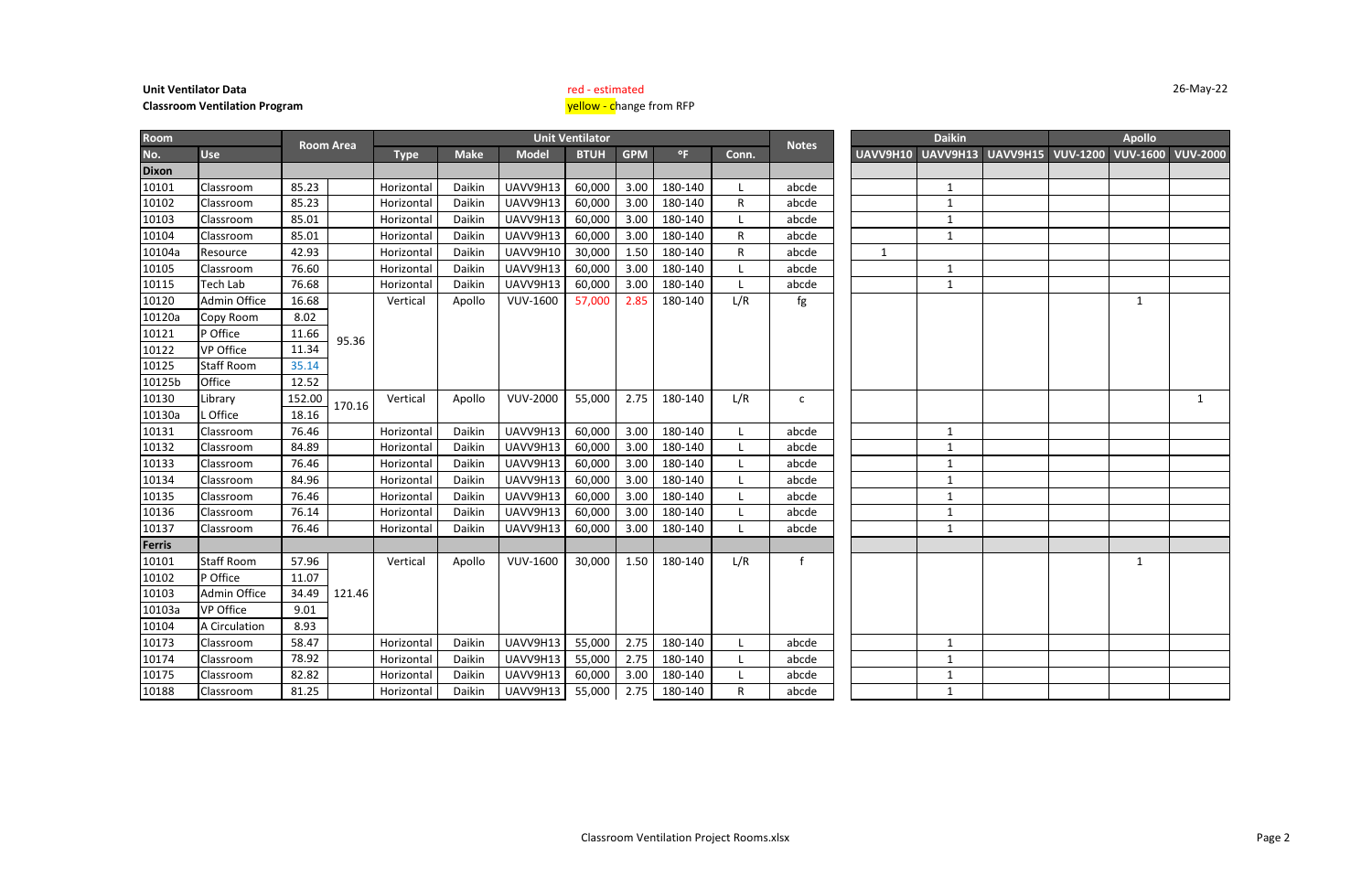**Unit Ventilator Data**
**Classroom Ventilation Program**

red - estimated
yellow - change from RFP

26-May-22

| Room | | Room Area | | Unit Ventilator | | | | | | | | Notes | Daikin | | | Apollo | | |
|---|---|---|---|---|---|---|---|---|---|---|---|---|---|---|---|---|---|---|
| No. | Use | | | Type | Make | Model | BTUH | GPM | °F | Conn. | | | UAVV9H10 | UAVV9H13 | UAVV9H15 | VUV-1200 | VUV-1600 | VUV-2000 |
| **Dixon** | | | | | | | | | | | | | | | | | | |
| 10101 | Classroom | 85.23 | | Horizontal | Daikin | UAVV9H13 | 60,000 | 3.00 | 180-140 | L | | abcde | | 1 | | | | |
| 10102 | Classroom | 85.23 | | Horizontal | Daikin | UAVV9H13 | 60,000 | 3.00 | 180-140 | R | | abcde | | 1 | | | | |
| 10103 | Classroom | 85.01 | | Horizontal | Daikin | UAVV9H13 | 60,000 | 3.00 | 180-140 | L | | abcde | | 1 | | | | |
| 10104 | Classroom | 85.01 | | Horizontal | Daikin | UAVV9H13 | 60,000 | 3.00 | 180-140 | R | | abcde | | 1 | | | | |
| 10104a | Resource | 42.93 | | Horizontal | Daikin | UAVV9H10 | 30,000 | 1.50 | 180-140 | R | | abcde | 1 | | | | | |
| 10105 | Classroom | 76.60 | | Horizontal | Daikin | UAVV9H13 | 60,000 | 3.00 | 180-140 | L | | abcde | | 1 | | | | |
| 10115 | Tech Lab | 76.68 | | Horizontal | Daikin | UAVV9H13 | 60,000 | 3.00 | 180-140 | L | | abcde | | 1 | | | | |
| 10120 | Admin Office | 16.68 | 95.36 | Vertical | Apollo | VUV-1600 | 57,000 | 2.85 | 180-140 | L/R | | fg | | | | | 1 | |
| 10120a | Copy Room | 8.02 | | | | | | | | | | | | | | | | |
| 10121 | P Office | 11.66 | | | | | | | | | | | | | | | | |
| 10122 | VP Office | 11.34 | | | | | | | | | | | | | | | | |
| 10125 | Staff Room | 35.14 | | | | | | | | | | | | | | | | |
| 10125b | Office | 12.52 | | | | | | | | | | | | | | | | |
| 10130 | Library | 152.00 | 170.16 | Vertical | Apollo | VUV-2000 | 55,000 | 2.75 | 180-140 | L/R | | c | | | | | | 1 |
| 10130a | L Office | 18.16 | | | | | | | | | | | | | | | | |
| 10131 | Classroom | 76.46 | | Horizontal | Daikin | UAVV9H13 | 60,000 | 3.00 | 180-140 | L | | abcde | | 1 | | | | |
| 10132 | Classroom | 84.89 | | Horizontal | Daikin | UAVV9H13 | 60,000 | 3.00 | 180-140 | L | | abcde | | 1 | | | | |
| 10133 | Classroom | 76.46 | | Horizontal | Daikin | UAVV9H13 | 60,000 | 3.00 | 180-140 | L | | abcde | | 1 | | | | |
| 10134 | Classroom | 84.96 | | Horizontal | Daikin | UAVV9H13 | 60,000 | 3.00 | 180-140 | L | | abcde | | 1 | | | | |
| 10135 | Classroom | 76.46 | | Horizontal | Daikin | UAVV9H13 | 60,000 | 3.00 | 180-140 | L | | abcde | | 1 | | | | |
| 10136 | Classroom | 76.14 | | Horizontal | Daikin | UAVV9H13 | 60,000 | 3.00 | 180-140 | L | | abcde | | 1 | | | | |
| 10137 | Classroom | 76.46 | | Horizontal | Daikin | UAVV9H13 | 60,000 | 3.00 | 180-140 | L | | abcde | | 1 | | | | |
| **Ferris** | | | | | | | | | | | | | | | | | | |
| 10101 | Staff Room | 57.96 | 121.46 | Vertical | Apollo | VUV-1600 | 30,000 | 1.50 | 180-140 | L/R | | f | | | | | 1 | |
| 10102 | P Office | 11.07 | | | | | | | | | | | | | | | | |
| 10103 | Admin Office | 34.49 | | | | | | | | | | | | | | | | |
| 10103a | VP Office | 9.01 | | | | | | | | | | | | | | | | |
| 10104 | A Circulation | 8.93 | | | | | | | | | | | | | | | | |
| 10173 | Classroom | 58.47 | | Horizontal | Daikin | UAVV9H13 | 55,000 | 2.75 | 180-140 | L | | abcde | | 1 | | | | |
| 10174 | Classroom | 78.92 | | Horizontal | Daikin | UAVV9H13 | 55,000 | 2.75 | 180-140 | L | | abcde | | 1 | | | | |
| 10175 | Classroom | 82.82 | | Horizontal | Daikin | UAVV9H13 | 60,000 | 3.00 | 180-140 | L | | abcde | | 1 | | | | |
| 10188 | Classroom | 81.25 | | Horizontal | Daikin | UAVV9H13 | 55,000 | 2.75 | 180-140 | R | | abcde | | 1 | | | | |

Classroom Ventilation Project Rooms.xlsx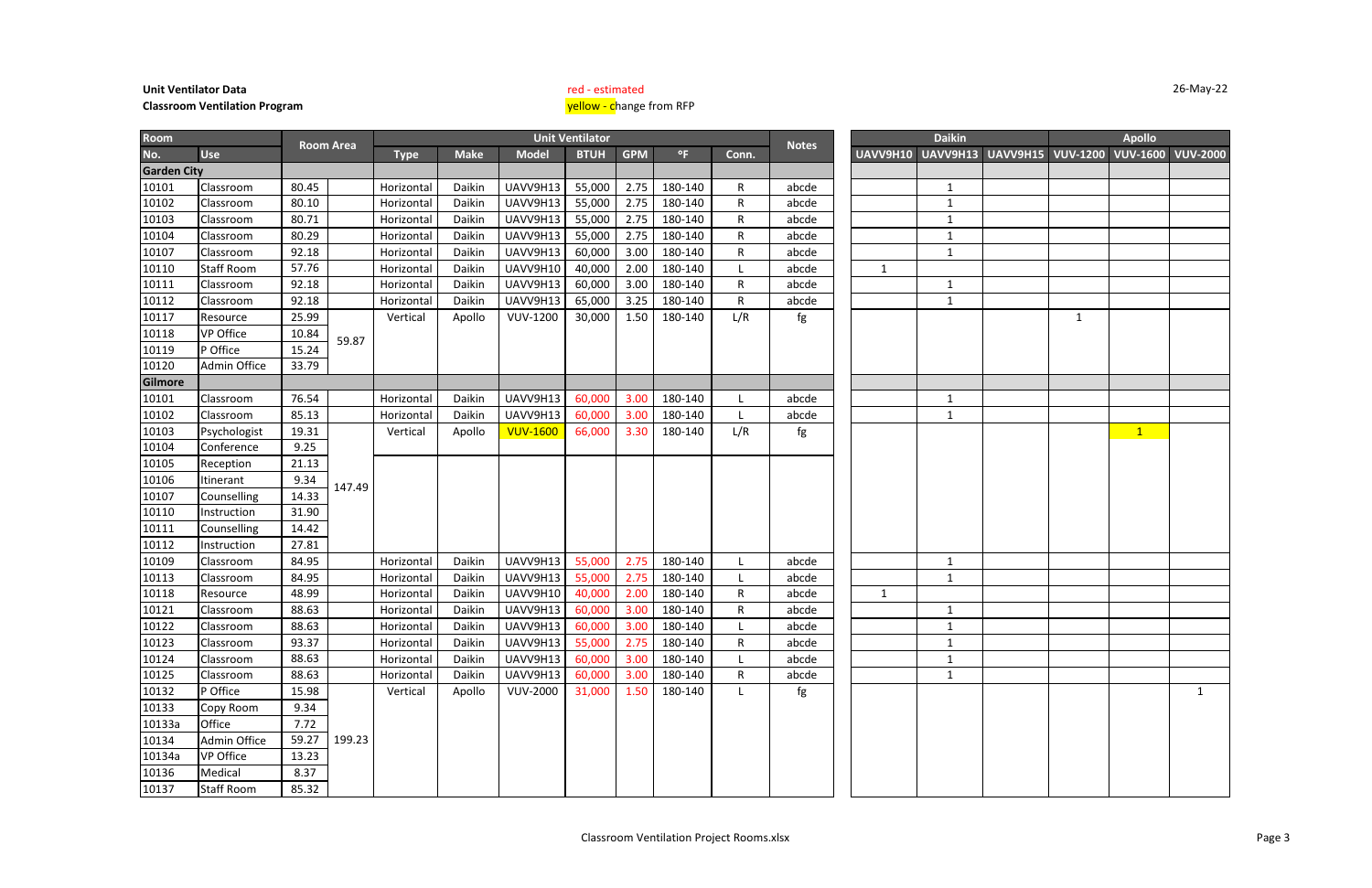**Unit Ventilator Data**
**Classroom Ventilation Program**

red - estimated
yellow - change from RFP

26-May-22

| Room | | Room Area | | Unit Ventilator | | | | | | | | Notes | Daikin | | | Apollo | | |
|---|---|---|---|---|---|---|---|---|---|---|---|---|---|---|---|---|---|---|
| No. | Use | | | Type | Make | Model | BTUH | GPM | °F | Conn. | | | UAVV9H10 | UAVV9H13 | UAVV9H15 | VUV-1200 | VUV-1600 | VUV-2000 |
| **Garden City** | | | | | | | | | | | | | | | | | | |
| 10101 | Classroom | 80.45 | | Horizontal | Daikin | UAVV9H13 | 55,000 | 2.75 | 180-140 | R | | abcde | | 1 | | | | |
| 10102 | Classroom | 80.10 | | Horizontal | Daikin | UAVV9H13 | 55,000 | 2.75 | 180-140 | R | | abcde | | 1 | | | | |
| 10103 | Classroom | 80.71 | | Horizontal | Daikin | UAVV9H13 | 55,000 | 2.75 | 180-140 | R | | abcde | | 1 | | | | |
| 10104 | Classroom | 80.29 | | Horizontal | Daikin | UAVV9H13 | 55,000 | 2.75 | 180-140 | R | | abcde | | 1 | | | | |
| 10107 | Classroom | 92.18 | | Horizontal | Daikin | UAVV9H13 | 60,000 | 3.00 | 180-140 | R | | abcde | | 1 | | | | |
| 10110 | Staff Room | 57.76 | | Horizontal | Daikin | UAVV9H10 | 40,000 | 2.00 | 180-140 | L | | abcde | 1 | | | | | |
| 10111 | Classroom | 92.18 | | Horizontal | Daikin | UAVV9H13 | 60,000 | 3.00 | 180-140 | R | | abcde | | 1 | | | | |
| 10112 | Classroom | 92.18 | | Horizontal | Daikin | UAVV9H13 | 65,000 | 3.25 | 180-140 | R | | abcde | | 1 | | | | |
| 10117 | Resource | 25.99 | 59.87 | Vertical | Apollo | VUV-1200 | 30,000 | 1.50 | 180-140 | L/R | | fg | | | | 1 | | |
| 10118 | VP Office | 10.84 | | | | | | | | | | | | | | | | |
| 10119 | P Office | 15.24 | | | | | | | | | | | | | | | | |
| 10120 | Admin Office | 33.79 | | | | | | | | | | | | | | | | |
| **Gilmore** | | | | | | | | | | | | | | | | | | |
| 10101 | Classroom | 76.54 | | Horizontal | Daikin | UAVV9H13 | 60,000 | 3.00 | 180-140 | L | | abcde | | 1 | | | | |
| 10102 | Classroom | 85.13 | | Horizontal | Daikin | UAVV9H13 | 60,000 | 3.00 | 180-140 | L | | abcde | | 1 | | | | |
| 10103 | Psychologist | 19.31 | 147.49 | Vertical | Apollo | VUV-1600 | 66,000 | 3.30 | 180-140 | L/R | | fg | | | | | 1 | |
| 10104 | Conference | 9.25 | | | | | | | | | | | | | | | | |
| 10105 | Reception | 21.13 | | | | | | | | | | | | | | | | |
| 10106 | Itinerant | 9.34 | | | | | | | | | | | | | | | | |
| 10107 | Counselling | 14.33 | | | | | | | | | | | | | | | | |
| 10110 | Instruction | 31.90 | | | | | | | | | | | | | | | | |
| 10111 | Counselling | 14.42 | | | | | | | | | | | | | | | | |
| 10112 | Instruction | 27.81 | | | | | | | | | | | | | | | | |
| 10109 | Classroom | 84.95 | | Horizontal | Daikin | UAVV9H13 | 55,000 | 2.75 | 180-140 | L | | abcde | | 1 | | | | |
| 10113 | Classroom | 84.95 | | Horizontal | Daikin | UAVV9H13 | 55,000 | 2.75 | 180-140 | L | | abcde | | 1 | | | | |
| 10118 | Resource | 48.99 | | Horizontal | Daikin | UAVV9H10 | 40,000 | 2.00 | 180-140 | R | | abcde | 1 | | | | | |
| 10121 | Classroom | 88.63 | | Horizontal | Daikin | UAVV9H13 | 60,000 | 3.00 | 180-140 | R | | abcde | | 1 | | | | |
| 10122 | Classroom | 88.63 | | Horizontal | Daikin | UAVV9H13 | 60,000 | 3.00 | 180-140 | L | | abcde | | 1 | | | | |
| 10123 | Classroom | 93.37 | | Horizontal | Daikin | UAVV9H13 | 55,000 | 2.75 | 180-140 | R | | abcde | | 1 | | | | |
| 10124 | Classroom | 88.63 | | Horizontal | Daikin | UAVV9H13 | 60,000 | 3.00 | 180-140 | L | | abcde | | 1 | | | | |
| 10125 | Classroom | 88.63 | | Horizontal | Daikin | UAVV9H13 | 60,000 | 3.00 | 180-140 | R | | abcde | | 1 | | | | |
| 10132 | P Office | 15.98 | 199.23 | Vertical | Apollo | VUV-2000 | 31,000 | 1.50 | 180-140 | L | | fg | | | | | | 1 |
| 10133 | Copy Room | 9.34 | | | | | | | | | | | | | | | | |
| 10133a | Office | 7.72 | | | | | | | | | | | | | | | | |
| 10134 | Admin Office | 59.27 | | | | | | | | | | | | | | | | |
| 10134a | VP Office | 13.23 | | | | | | | | | | | | | | | | |
| 10136 | Medical | 8.37 | | | | | | | | | | | | | | | | |
| 10137 | Staff Room | 85.32 | | | | | | | | | | | | | | | | |

Classroom Ventilation Project Rooms.xlsx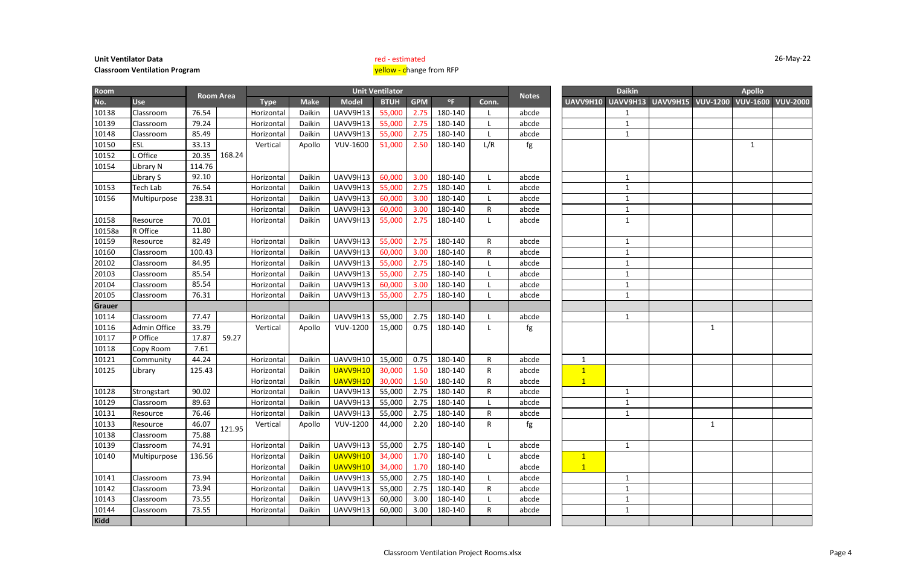**Unit Ventilator Data**
**Classroom Ventilation Program**

red - estimated
yellow - change from RFP

26-May-22

| Room | | Room Area | | Unit Ventilator | | | | | | | Notes | Daikin | | | Apollo | | |
|---|---|---|---|---|---|---|---|---|---|---|---|---|---|---|---|---|---|
| No. | Use | | | Type | Make | Model | BTUH | GPM | °F | Conn. | | UAVV9H10 | UAVV9H13 | UAVV9H15 | VUV-1200 | VUV-1600 | VUV-2000 |
| 10138 | Classroom | 76.54 | | Horizontal | Daikin | UAVV9H13 | 55,000 | 2.75 | 180-140 | L | abcde | | 1 | | | | |
| 10139 | Classroom | 79.24 | | Horizontal | Daikin | UAVV9H13 | 55,000 | 2.75 | 180-140 | L | abcde | | 1 | | | | |
| 10148 | Classroom | 85.49 | | Horizontal | Daikin | UAVV9H13 | 55,000 | 2.75 | 180-140 | L | abcde | | 1 | | | | |
| 10150 | ESL | 33.13 | 168.24 | Vertical | Apollo | VUV-1600 | 51,000 | 2.50 | 180-140 | L/R | fg | | | | | 1 | |
| 10152 | L Office | 20.35 | | | | | | | | | | | | | | | |
| 10154 | Library N | 114.76 | | | | | | | | | | | | | | | |
| | Library S | 92.10 | | Horizontal | Daikin | UAVV9H13 | 60,000 | 3.00 | 180-140 | L | abcde | | 1 | | | | |
| 10153 | Tech Lab | 76.54 | | Horizontal | Daikin | UAVV9H13 | 55,000 | 2.75 | 180-140 | L | abcde | | 1 | | | | |
| 10156 | Multipurpose | 238.31 | | Horizontal | Daikin | UAVV9H13 | 60,000 | 3.00 | 180-140 | L | abcde | | 1 | | | | |
| | | | | Horizontal | Daikin | UAVV9H13 | 60,000 | 3.00 | 180-140 | R | abcde | | 1 | | | | |
| 10158 | Resource | 70.01 | | Horizontal | Daikin | UAVV9H13 | 55,000 | 2.75 | 180-140 | L | abcde | | 1 | | | | |
| 10158a | R Office | 11.80 | | | | | | | | | | | | | | | |
| 10159 | Resource | 82.49 | | Horizontal | Daikin | UAVV9H13 | 55,000 | 2.75 | 180-140 | R | abcde | | 1 | | | | |
| 10160 | Classroom | 100.43 | | Horizontal | Daikin | UAVV9H13 | 60,000 | 3.00 | 180-140 | R | abcde | | 1 | | | | |
| 20102 | Classroom | 84.95 | | Horizontal | Daikin | UAVV9H13 | 55,000 | 2.75 | 180-140 | L | abcde | | 1 | | | | |
| 20103 | Classroom | 85.54 | | Horizontal | Daikin | UAVV9H13 | 55,000 | 2.75 | 180-140 | L | abcde | | 1 | | | | |
| 20104 | Classroom | 85.54 | | Horizontal | Daikin | UAVV9H13 | 60,000 | 3.00 | 180-140 | L | abcde | | 1 | | | | |
| 20105 | Classroom | 76.31 | | Horizontal | Daikin | UAVV9H13 | 55,000 | 2.75 | 180-140 | L | abcde | | 1 | | | | |
| **Grauer** | | | | | | | | | | | | | | | | | |
| 10114 | Classroom | 77.47 | | Horizontal | Daikin | UAVV9H13 | 55,000 | 2.75 | 180-140 | L | abcde | | 1 | | | | |
| 10116 | Admin Office | 33.79 | 59.27 | Vertical | Apollo | VUV-1200 | 15,000 | 0.75 | 180-140 | L | fg | | | | 1 | | |
| 10117 | P Office | 17.87 | | | | | | | | | | | | | | | |
| 10118 | Copy Room | 7.61 | | | | | | | | | | | | | | | |
| 10121 | Community | 44.24 | | Horizontal | Daikin | UAVV9H10 | 15,000 | 0.75 | 180-140 | R | abcde | 1 | | | | | |
| 10125 | Library | 125.43 | | Horizontal | Daikin | UAVV9H10 | 30,000 | 1.50 | 180-140 | R | abcde | 1 | | | | | |
| | | | | Horizontal | Daikin | UAVV9H10 | 30,000 | 1.50 | 180-140 | R | abcde | 1 | | | | | |
| 10128 | Strongstart | 90.02 | | Horizontal | Daikin | UAVV9H13 | 55,000 | 2.75 | 180-140 | R | abcde | | 1 | | | | |
| 10129 | Classroom | 89.63 | | Horizontal | Daikin | UAVV9H13 | 55,000 | 2.75 | 180-140 | L | abcde | | 1 | | | | |
| 10131 | Resource | 76.46 | | Horizontal | Daikin | UAVV9H13 | 55,000 | 2.75 | 180-140 | R | abcde | | 1 | | | | |
| 10133 | Resource | 46.07 | 121.95 | Vertical | Apollo | VUV-1200 | 44,000 | 2.20 | 180-140 | R | fg | | | | 1 | | |
| 10138 | Classroom | 75.88 | | | | | | | | | | | | | | | |
| 10139 | Classroom | 74.91 | | Horizontal | Daikin | UAVV9H13 | 55,000 | 2.75 | 180-140 | L | abcde | | 1 | | | | |
| 10140 | Multipurpose | 136.56 | | Horizontal | Daikin | UAVV9H10 | 34,000 | 1.70 | 180-140 | L | abcde | 1 | | | | | |
| | | | | Horizontal | Daikin | UAVV9H10 | 34,000 | 1.70 | 180-140 | | abcde | 1 | | | | | |
| 10141 | Classroom | 73.94 | | Horizontal | Daikin | UAVV9H13 | 55,000 | 2.75 | 180-140 | L | abcde | | 1 | | | | |
| 10142 | Classroom | 73.94 | | Horizontal | Daikin | UAVV9H13 | 55,000 | 2.75 | 180-140 | R | abcde | | 1 | | | | |
| 10143 | Classroom | 73.55 | | Horizontal | Daikin | UAVV9H13 | 60,000 | 3.00 | 180-140 | L | abcde | | 1 | | | | |
| 10144 | Classroom | 73.55 | | Horizontal | Daikin | UAVV9H13 | 60,000 | 3.00 | 180-140 | R | abcde | | 1 | | | | |
| **Kidd** | | | | | | | | | | | | | | | | | |

Classroom Ventilation Project Rooms.xlsx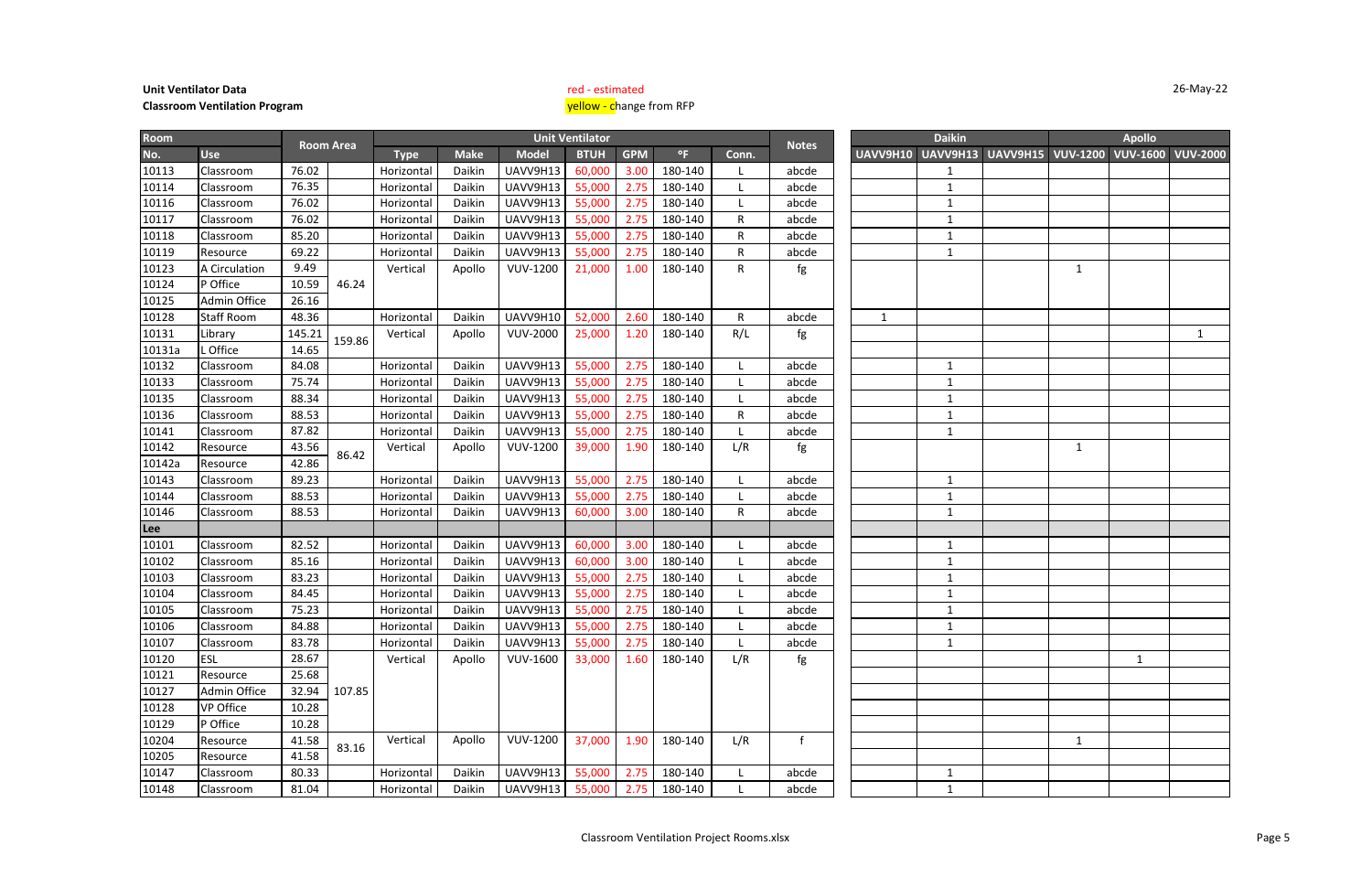**Unit Ventilator Data**
**Classroom Ventilation Program**

red - estimated
yellow - change from RFP

26-May-22

| Room | | Room Area | | Unit Ventilator | | | | | | | Notes | Daikin | | | Apollo | | |
|---|---|---|---|---|---|---|---|---|---|---|---|---|---|---|---|---|---|
| No. | Use | | | Type | Make | Model | BTUH | GPM | °F | Conn. | | UAVV9H10 | UAVV9H13 | UAVV9H15 | VUV-1200 | VUV-1600 | VUV-2000 |
| 10113 | Classroom | 76.02 | | Horizontal | Daikin | UAVV9H13 | 60,000 | 3.00 | 180-140 | L | abcde | | 1 | | | | |
| 10114 | Classroom | 76.35 | | Horizontal | Daikin | UAVV9H13 | 55,000 | 2.75 | 180-140 | L | abcde | | 1 | | | | |
| 10116 | Classroom | 76.02 | | Horizontal | Daikin | UAVV9H13 | 55,000 | 2.75 | 180-140 | L | abcde | | 1 | | | | |
| 10117 | Classroom | 76.02 | | Horizontal | Daikin | UAVV9H13 | 55,000 | 2.75 | 180-140 | R | abcde | | 1 | | | | |
| 10118 | Classroom | 85.20 | | Horizontal | Daikin | UAVV9H13 | 55,000 | 2.75 | 180-140 | R | abcde | | 1 | | | | |
| 10119 | Resource | 69.22 | | Horizontal | Daikin | UAVV9H13 | 55,000 | 2.75 | 180-140 | R | abcde | | 1 | | | | |
| 10123 | A Circulation | 9.49 | 46.24 | Vertical | Apollo | VUV-1200 | 21,000 | 1.00 | 180-140 | R | fg | | | | 1 | | |
| 10124 | P Office | 10.59 | | | | | | | | | | | | | | | |
| 10125 | Admin Office | 26.16 | | | | | | | | | | | | | | | |
| 10128 | Staff Room | 48.36 | | Horizontal | Daikin | UAVV9H10 | 52,000 | 2.60 | 180-140 | R | abcde | 1 | | | | | |
| 10131 | Library | 145.21 | 159.86 | Vertical | Apollo | VUV-2000 | 25,000 | 1.20 | 180-140 | R/L | fg | | | | | | 1 |
| 10131a | L Office | 14.65 | | | | | | | | | | | | | | | |
| 10132 | Classroom | 84.08 | | Horizontal | Daikin | UAVV9H13 | 55,000 | 2.75 | 180-140 | L | abcde | | 1 | | | | |
| 10133 | Classroom | 75.74 | | Horizontal | Daikin | UAVV9H13 | 55,000 | 2.75 | 180-140 | L | abcde | | 1 | | | | |
| 10135 | Classroom | 88.34 | | Horizontal | Daikin | UAVV9H13 | 55,000 | 2.75 | 180-140 | L | abcde | | 1 | | | | |
| 10136 | Classroom | 88.53 | | Horizontal | Daikin | UAVV9H13 | 55,000 | 2.75 | 180-140 | R | abcde | | 1 | | | | |
| 10141 | Classroom | 87.82 | | Horizontal | Daikin | UAVV9H13 | 55,000 | 2.75 | 180-140 | L | abcde | | 1 | | | | |
| 10142 | Resource | 43.56 | 86.42 | Vertical | Apollo | VUV-1200 | 39,000 | 1.90 | 180-140 | L/R | fg | | | | 1 | | |
| 10142a | Resource | 42.86 | | | | | | | | | | | | | | | |
| 10143 | Classroom | 89.23 | | Horizontal | Daikin | UAVV9H13 | 55,000 | 2.75 | 180-140 | L | abcde | | 1 | | | | |
| 10144 | Classroom | 88.53 | | Horizontal | Daikin | UAVV9H13 | 55,000 | 2.75 | 180-140 | L | abcde | | 1 | | | | |
| 10146 | Classroom | 88.53 | | Horizontal | Daikin | UAVV9H13 | 60,000 | 3.00 | 180-140 | R | abcde | | 1 | | | | |
| **Lee** | | | | | | | | | | | | | | | | | |
| 10101 | Classroom | 82.52 | | Horizontal | Daikin | UAVV9H13 | 60,000 | 3.00 | 180-140 | L | abcde | | 1 | | | | |
| 10102 | Classroom | 85.16 | | Horizontal | Daikin | UAVV9H13 | 60,000 | 3.00 | 180-140 | L | abcde | | 1 | | | | |
| 10103 | Classroom | 83.23 | | Horizontal | Daikin | UAVV9H13 | 55,000 | 2.75 | 180-140 | L | abcde | | 1 | | | | |
| 10104 | Classroom | 84.45 | | Horizontal | Daikin | UAVV9H13 | 55,000 | 2.75 | 180-140 | L | abcde | | 1 | | | | |
| 10105 | Classroom | 75.23 | | Horizontal | Daikin | UAVV9H13 | 55,000 | 2.75 | 180-140 | L | abcde | | 1 | | | | |
| 10106 | Classroom | 84.88 | | Horizontal | Daikin | UAVV9H13 | 55,000 | 2.75 | 180-140 | L | abcde | | 1 | | | | |
| 10107 | Classroom | 83.78 | | Horizontal | Daikin | UAVV9H13 | 55,000 | 2.75 | 180-140 | L | abcde | | 1 | | | | |
| 10120 | ESL | 28.67 | 107.85 | Vertical | Apollo | VUV-1600 | 33,000 | 1.60 | 180-140 | L/R | fg | | | | | 1 | |
| 10121 | Resource | 25.68 | | | | | | | | | | | | | | | |
| 10127 | Admin Office | 32.94 | | | | | | | | | | | | | | | |
| 10128 | VP Office | 10.28 | | | | | | | | | | | | | | | |
| 10129 | P Office | 10.28 | | | | | | | | | | | | | | | |
| 10204 | Resource | 41.58 | 83.16 | Vertical | Apollo | VUV-1200 | 37,000 | 1.90 | 180-140 | L/R | f | | | | 1 | | |
| 10205 | Resource | 41.58 | | | | | | | | | | | | | | | |
| 10147 | Classroom | 80.33 | | Horizontal | Daikin | UAVV9H13 | 55,000 | 2.75 | 180-140 | L | abcde | | 1 | | | | |
| 10148 | Classroom | 81.04 | | Horizontal | Daikin | UAVV9H13 | 55,000 | 2.75 | 180-140 | L | abcde | | 1 | | | | |

Classroom Ventilation Project Rooms.xlsx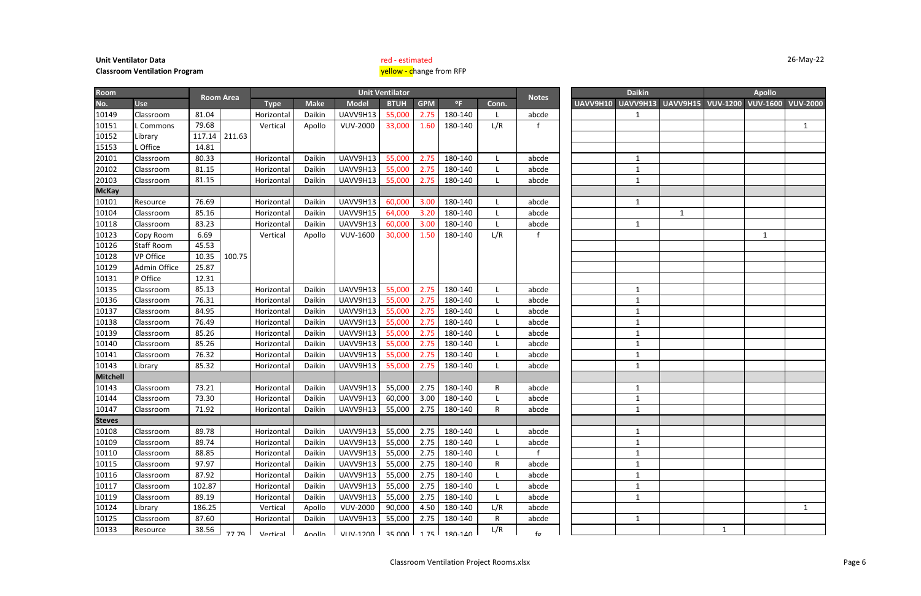**Unit Ventilator Data**
**Classroom Ventilation Program**

red - estimated
yellow - change from RFP

26-May-22

| Room | | Room Area | | Unit Ventilator | | | | | | | Notes | Daikin | | | Apollo | | |
|---|---|---|---|---|---|---|---|---|---|---|---|---|---|---|---|---|---|
| No. | Use | | | Type | Make | Model | BTUH | GPM | °F | Conn. | | UAVV9H10 | UAVV9H13 | UAVV9H15 | VUV-1200 | VUV-1600 | VUV-2000 |
| 10149 | Classroom | 81.04 | | Horizontal | Daikin | UAVV9H13 | 55,000 | 2.75 | 180-140 | L | abcde | | 1 | | | | |
| 10151 | L Commons | 79.68 | | Vertical | Apollo | VUV-2000 | 33,000 | 1.60 | 180-140 | L/R | f | | | | | | 1 |
| 10152 | Library | 117.14 | 211.63 | | | | | | | | | | | | | | |
| 15153 | L Office | 14.81 | | | | | | | | | | | | | | | |
| 20101 | Classroom | 80.33 | | Horizontal | Daikin | UAVV9H13 | 55,000 | 2.75 | 180-140 | L | abcde | | 1 | | | | |
| 20102 | Classroom | 81.15 | | Horizontal | Daikin | UAVV9H13 | 55,000 | 2.75 | 180-140 | L | abcde | | 1 | | | | |
| 20103 | Classroom | 81.15 | | Horizontal | Daikin | UAVV9H13 | 55,000 | 2.75 | 180-140 | L | abcde | | 1 | | | | |
| **McKay** | | | | | | | | | | | | | | | | | |
| 10101 | Resource | 76.69 | | Horizontal | Daikin | UAVV9H13 | 60,000 | 3.00 | 180-140 | L | abcde | | 1 | | | | |
| 10104 | Classroom | 85.16 | | Horizontal | Daikin | UAVV9H15 | 64,000 | 3.20 | 180-140 | L | abcde | | | 1 | | | |
| 10118 | Classroom | 83.23 | | Horizontal | Daikin | UAVV9H13 | 60,000 | 3.00 | 180-140 | L | abcde | | 1 | | | | |
| 10123 | Copy Room | 6.69 | | Vertical | Apollo | VUV-1600 | 30,000 | 1.50 | 180-140 | L/R | f | | | | | 1 | |
| 10126 | Staff Room | 45.53 | | | | | | | | | | | | | | | |
| 10128 | VP Office | 10.35 | 100.75 | | | | | | | | | | | | | | |
| 10129 | Admin Office | 25.87 | | | | | | | | | | | | | | | |
| 10131 | P Office | 12.31 | | | | | | | | | | | | | | | |
| 10135 | Classroom | 85.13 | | Horizontal | Daikin | UAVV9H13 | 55,000 | 2.75 | 180-140 | L | abcde | | 1 | | | | |
| 10136 | Classroom | 76.31 | | Horizontal | Daikin | UAVV9H13 | 55,000 | 2.75 | 180-140 | L | abcde | | 1 | | | | |
| 10137 | Classroom | 84.95 | | Horizontal | Daikin | UAVV9H13 | 55,000 | 2.75 | 180-140 | L | abcde | | 1 | | | | |
| 10138 | Classroom | 76.49 | | Horizontal | Daikin | UAVV9H13 | 55,000 | 2.75 | 180-140 | L | abcde | | 1 | | | | |
| 10139 | Classroom | 85.26 | | Horizontal | Daikin | UAVV9H13 | 55,000 | 2.75 | 180-140 | L | abcde | | 1 | | | | |
| 10140 | Classroom | 85.26 | | Horizontal | Daikin | UAVV9H13 | 55,000 | 2.75 | 180-140 | L | abcde | | 1 | | | | |
| 10141 | Classroom | 76.32 | | Horizontal | Daikin | UAVV9H13 | 55,000 | 2.75 | 180-140 | L | abcde | | 1 | | | | |
| 10143 | Library | 85.32 | | Horizontal | Daikin | UAVV9H13 | 55,000 | 2.75 | 180-140 | L | abcde | | 1 | | | | |
| **Mitchell** | | | | | | | | | | | | | | | | | |
| 10143 | Classroom | 73.21 | | Horizontal | Daikin | UAVV9H13 | 55,000 | 2.75 | 180-140 | R | abcde | | 1 | | | | |
| 10144 | Classroom | 73.30 | | Horizontal | Daikin | UAVV9H13 | 60,000 | 3.00 | 180-140 | L | abcde | | 1 | | | | |
| 10147 | Classroom | 71.92 | | Horizontal | Daikin | UAVV9H13 | 55,000 | 2.75 | 180-140 | R | abcde | | 1 | | | | |
| **Steves** | | | | | | | | | | | | | | | | | |
| 10108 | Classroom | 89.78 | | Horizontal | Daikin | UAVV9H13 | 55,000 | 2.75 | 180-140 | L | abcde | | 1 | | | | |
| 10109 | Classroom | 89.74 | | Horizontal | Daikin | UAVV9H13 | 55,000 | 2.75 | 180-140 | L | abcde | | 1 | | | | |
| 10110 | Classroom | 88.85 | | Horizontal | Daikin | UAVV9H13 | 55,000 | 2.75 | 180-140 | L | f | | 1 | | | | |
| 10115 | Classroom | 97.97 | | Horizontal | Daikin | UAVV9H13 | 55,000 | 2.75 | 180-140 | R | abcde | | 1 | | | | |
| 10116 | Classroom | 87.92 | | Horizontal | Daikin | UAVV9H13 | 55,000 | 2.75 | 180-140 | L | abcde | | 1 | | | | |
| 10117 | Classroom | 102.87 | | Horizontal | Daikin | UAVV9H13 | 55,000 | 2.75 | 180-140 | L | abcde | | 1 | | | | |
| 10119 | Classroom | 89.19 | | Horizontal | Daikin | UAVV9H13 | 55,000 | 2.75 | 180-140 | L | abcde | | 1 | | | | |
| 10124 | Library | 186.25 | | Vertical | Apollo | VUV-2000 | 90,000 | 4.50 | 180-140 | L/R | abcde | | | | | | 1 |
| 10125 | Classroom | 87.60 | | Horizontal | Daikin | UAVV9H13 | 55,000 | 2.75 | 180-140 | R | abcde | | 1 | | | | |
| 10133 | Resource | 38.56 | 77.79 | Vertical | Apollo | VUV-1200 | 35,000 | 1.75 | 180-140 | L/R | fg | | | | 1 | | |

Classroom Ventilation Project Rooms.xlsx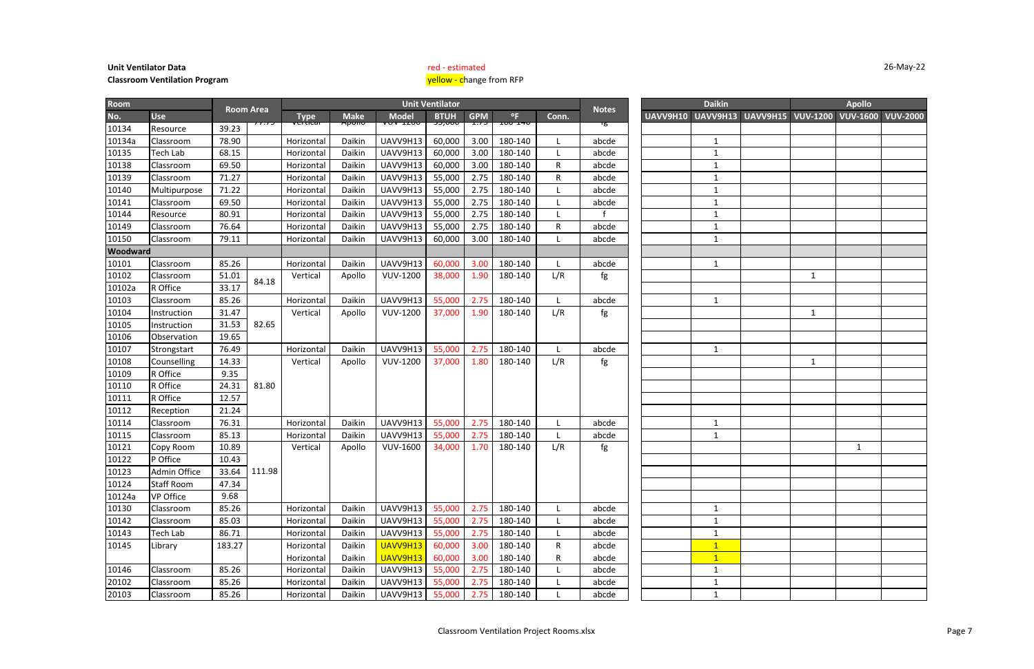**Unit Ventilator Data**
**Classroom Ventilation Program**

red - estimated
yellow - change from RFP

26-May-22

| Room | | Room Area | | Unit Ventilator | | | | | | | Notes | Daikin | | | Apollo | | |
|---|---|---|---|---|---|---|---|---|---|---|---|---|---|---|---|---|---|
| No. | Use | | | Type | Make | Model | BTUH | GPM | °F | Conn. | | UAVV9H10 | UAVV9H13 | UAVV9H15 | VUV-1200 | VUV-1600 | VUV-2000 |
| 10134 | Resource | 39.23 | 77.79 | Vertical | Apollo | VUV-1200 | 35,000 | 1.75 | 180-140 | | fg | | | | | | |
| 10134a | Classroom | 78.90 | | Horizontal | Daikin | UAVV9H13 | 60,000 | 3.00 | 180-140 | L | abcde | | 1 | | | | |
| 10135 | Tech Lab | 68.15 | | Horizontal | Daikin | UAVV9H13 | 60,000 | 3.00 | 180-140 | L | abcde | | 1 | | | | |
| 10138 | Classroom | 69.50 | | Horizontal | Daikin | UAVV9H13 | 60,000 | 3.00 | 180-140 | R | abcde | | 1 | | | | |
| 10139 | Classroom | 71.27 | | Horizontal | Daikin | UAVV9H13 | 55,000 | 2.75 | 180-140 | R | abcde | | 1 | | | | |
| 10140 | Multipurpose | 71.22 | | Horizontal | Daikin | UAVV9H13 | 55,000 | 2.75 | 180-140 | L | abcde | | 1 | | | | |
| 10141 | Classroom | 69.50 | | Horizontal | Daikin | UAVV9H13 | 55,000 | 2.75 | 180-140 | L | abcde | | 1 | | | | |
| 10144 | Resource | 80.91 | | Horizontal | Daikin | UAVV9H13 | 55,000 | 2.75 | 180-140 | L | f | | 1 | | | | |
| 10149 | Classroom | 76.64 | | Horizontal | Daikin | UAVV9H13 | 55,000 | 2.75 | 180-140 | R | abcde | | 1 | | | | |
| 10150 | Classroom | 79.11 | | Horizontal | Daikin | UAVV9H13 | 60,000 | 3.00 | 180-140 | L | abcde | | 1 | | | | |
| **Woodward** | | | | | | | | | | | | | | | | | |
| 10101 | Classroom | 85.26 | | Horizontal | Daikin | UAVV9H13 | 60,000 | 3.00 | 180-140 | L | abcde | | 1 | | | | |
| 10102 | Classroom | 51.01 | 84.18 | Vertical | Apollo | VUV-1200 | 38,000 | 1.90 | 180-140 | L/R | fg | | | | 1 | | |
| 10102a | R Office | 33.17 | | | | | | | | | | | | | | | |
| 10103 | Classroom | 85.26 | | Horizontal | Daikin | UAVV9H13 | 55,000 | 2.75 | 180-140 | L | abcde | | 1 | | | | |
| 10104 | Instruction | 31.47 | 82.65 | Vertical | Apollo | VUV-1200 | 37,000 | 1.90 | 180-140 | L/R | fg | | | | 1 | | |
| 10105 | Instruction | 31.53 | | | | | | | | | | | | | | | |
| 10106 | Observation | 19.65 | | | | | | | | | | | | | | | |
| 10107 | Strongstart | 76.49 | | Horizontal | Daikin | UAVV9H13 | 55,000 | 2.75 | 180-140 | L | abcde | | 1 | | | | |
| 10108 | Counselling | 14.33 | 81.80 | Vertical | Apollo | VUV-1200 | 37,000 | 1.80 | 180-140 | L/R | fg | | | | 1 | | |
| 10109 | R Office | 9.35 | | | | | | | | | | | | | | | |
| 10110 | R Office | 24.31 | | | | | | | | | | | | | | | |
| 10111 | R Office | 12.57 | | | | | | | | | | | | | | | |
| 10112 | Reception | 21.24 | | | | | | | | | | | | | | | |
| 10114 | Classroom | 76.31 | | Horizontal | Daikin | UAVV9H13 | 55,000 | 2.75 | 180-140 | L | abcde | | 1 | | | | |
| 10115 | Classroom | 85.13 | | Horizontal | Daikin | UAVV9H13 | 55,000 | 2.75 | 180-140 | L | abcde | | 1 | | | | |
| 10121 | Copy Room | 10.89 | 111.98 | Vertical | Apollo | VUV-1600 | 34,000 | 1.70 | 180-140 | L/R | fg | | | | | 1 | |
| 10122 | P Office | 10.43 | | | | | | | | | | | | | | | |
| 10123 | Admin Office | 33.64 | | | | | | | | | | | | | | | |
| 10124 | Staff Room | 47.34 | | | | | | | | | | | | | | | |
| 10124a | VP Office | 9.68 | | | | | | | | | | | | | | | |
| 10130 | Classroom | 85.26 | | Horizontal | Daikin | UAVV9H13 | 55,000 | 2.75 | 180-140 | L | abcde | | 1 | | | | |
| 10142 | Classroom | 85.03 | | Horizontal | Daikin | UAVV9H13 | 55,000 | 2.75 | 180-140 | L | abcde | | 1 | | | | |
| 10143 | Tech Lab | 86.71 | | Horizontal | Daikin | UAVV9H13 | 55,000 | 2.75 | 180-140 | L | abcde | | 1 | | | | |
| 10145 | Library | 183.27 | | Horizontal | Daikin | UAVV9H13 | 60,000 | 3.00 | 180-140 | R | abcde | | 1 | | | | |
| | | | | Horizontal | Daikin | UAVV9H13 | 60,000 | 3.00 | 180-140 | R | abcde | | 1 | | | | |
| 10146 | Classroom | 85.26 | | Horizontal | Daikin | UAVV9H13 | 55,000 | 2.75 | 180-140 | L | abcde | | 1 | | | | |
| 20102 | Classroom | 85.26 | | Horizontal | Daikin | UAVV9H13 | 55,000 | 2.75 | 180-140 | L | abcde | | 1 | | | | |
| 20103 | Classroom | 85.26 | | Horizontal | Daikin | UAVV9H13 | 55,000 | 2.75 | 180-140 | L | abcde | | 1 | | | | |

Classroom Ventilation Project Rooms.xlsx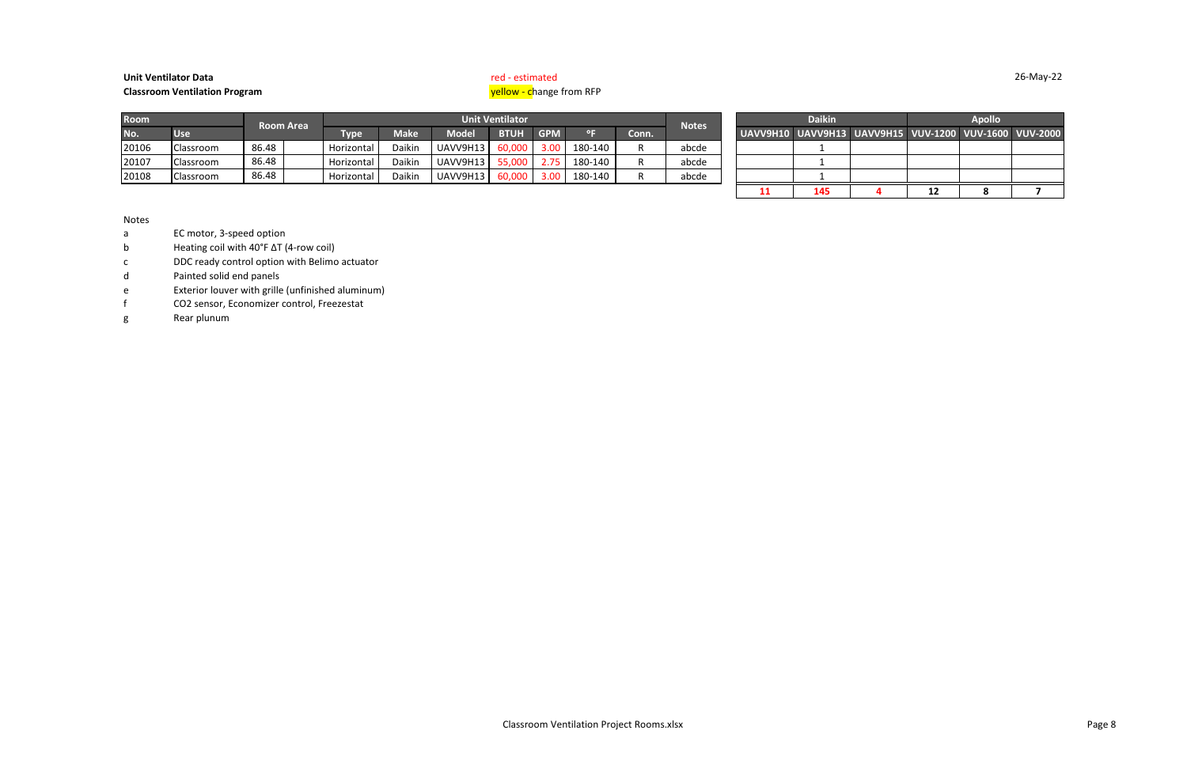**Unit Ventilator Data**
**Classroom Ventilation Program**

red - estimated
yellow - change from RFP

26-May-22

| Room | | Room Area | | Unit Ventilator | | | | | | | Notes |
|---|---|---|---|---|---|---|---|---|---|---|---|
| No. | Use | | | Type | Make | Model | BTUH | GPM | °F | Conn. | |
| 20106 | Classroom | 86.48 | | Horizontal | Daikin | UAVV9H13 | 60,000 | 3.00 | 180-140 | R | abcde |
| 20107 | Classroom | 86.48 | | Horizontal | Daikin | UAVV9H13 | 55,000 | 2.75 | 180-140 | R | abcde |
| 20108 | Classroom | 86.48 | | Horizontal | Daikin | UAVV9H13 | 60,000 | 3.00 | 180-140 | R | abcde |

| Daikin | | | Apollo | | |
|---|---|---|---|---|---|
| UAVV9H10 | UAVV9H13 | UAVV9H15 | VUV-1200 | VUV-1600 | VUV-2000 |
| | 1 | | | | |
| | 1 | | | | |
| | 1 | | | | |
| 11 | 145 | 4 | 12 | 8 | 7 |

Notes

a EC motor, 3-speed option
b Heating coil with 40°F ΔT (4-row coil)
c DDC ready control option with Belimo actuator
d Painted solid end panels
e Exterior louver with grille (unfinished aluminum)
f CO2 sensor, Economizer control, Freezestat
g Rear plunum